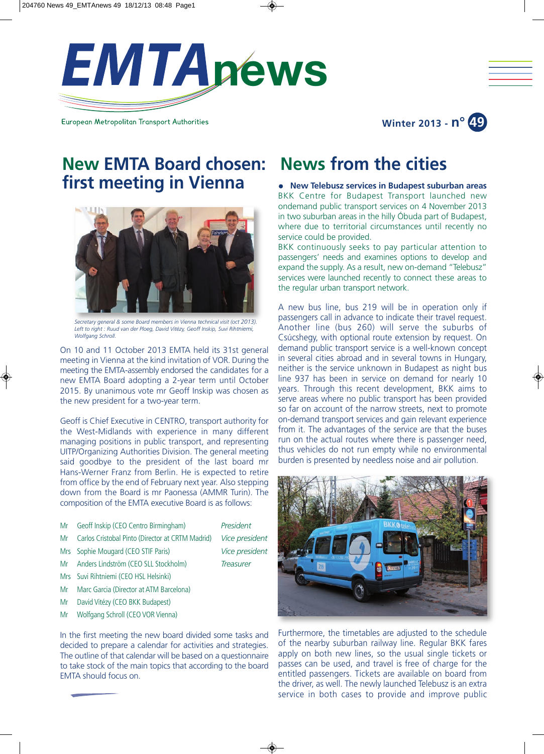# EMTAnews

European Metropolitan Transport Authorities

Winter 2013 - n° 49

## New EMTA Board chosen: first meeting in Vienna

*Secretary general & some Board members in Vienna technical visit (oct 2013). Left to right : Ruud van der Ploeg, David Vitézy, Geoff Inskip, Suvi Rihtniemi, Wolfgang Schroll.*

On 10 and 11 October 2013 EMTA held its 31st general meeting in Vienna at the kind invitation of VOR. During the meeting the EMTA-assembly endorsed the candidates for a new EMTA Board adopting a 2-year term until October 2015. By unanimous vote mr Geoff Inskip was chosen as the new president for a two-year term.

Geoff is Chief Executive in CENTRO, transport authority for the West-Midlands with experience in many different managing positions in public transport, and representing UITP/Organizing Authorities Division. The general meeting said goodbye to the president of the last board mr Hans-Werner Franz from Berlin. He is expected to retire from office by the end of February next year. Also stepping down from the Board is mr Paonessa (AMMR Turin). The composition of the EMTA executive Board is as follows:

| | | |
|---|---|---|
| Mr | Geoff Inskip (CEO Centro Birmingham) | *President* |
| Mr | Carlos Cristobal Pinto (Director at CRTM Madrid) | *Vice president* |
| Mrs | Sophie Mougard (CEO STIF Paris) | *Vice president* |
| Mr | Anders Lindström (CEO SLL Stockholm) | *Treasurer* |
| Mrs | Suvi Rihtniemi (CEO HSL Helsinki) | |
| Mr | Marc Garcia (Director at ATM Barcelona) | |
| Mr | David Vitézy (CEO BKK Budapest) | |
| Mr | Wolfgang Schroll (CEO VOR Vienna) | |

In the first meeting the new board divided some tasks and decided to prepare a calendar for activities and strategies. The outline of that calendar will be based on a questionnaire to take stock of the main topics that according to the board EMTA should focus on.

## News from the cities

- **New Telebusz services in Budapest suburban areas**

BKK Centre for Budapest Transport launched new ondemand public transport services on 4 November 2013 in two suburban areas in the hilly Óbuda part of Budapest, where due to territorial circumstances until recently no service could be provided.

BKK continuously seeks to pay particular attention to passengers' needs and examines options to develop and expand the supply. As a result, new on-demand "Telebusz" services were launched recently to connect these areas to the regular urban transport network.

A new bus line, bus 219 will be in operation only if passengers call in advance to indicate their travel request. Another line (bus 260) will serve the suburbs of Csúcshegy, with optional route extension by request. On demand public transport service is a well-known concept in several cities abroad and in several towns in Hungary, neither is the service unknown in Budapest as night bus line 937 has been in service on demand for nearly 10 years. Through this recent development, BKK aims to serve areas where no public transport has been provided so far on account of the narrow streets, next to promote on-demand transport services and gain relevant experience from it. The advantages of the service are that the buses run on the actual routes where there is passenger need, thus vehicles do not run empty while no environmental burden is presented by needless noise and air pollution.

Furthermore, the timetables are adjusted to the schedule of the nearby suburban railway line. Regular BKK fares apply on both new lines, so the usual single tickets or passes can be used, and travel is free of charge for the entitled passengers. Tickets are available on board from the driver, as well. The newly launched Telebusz is an extra service in both cases to provide and improve public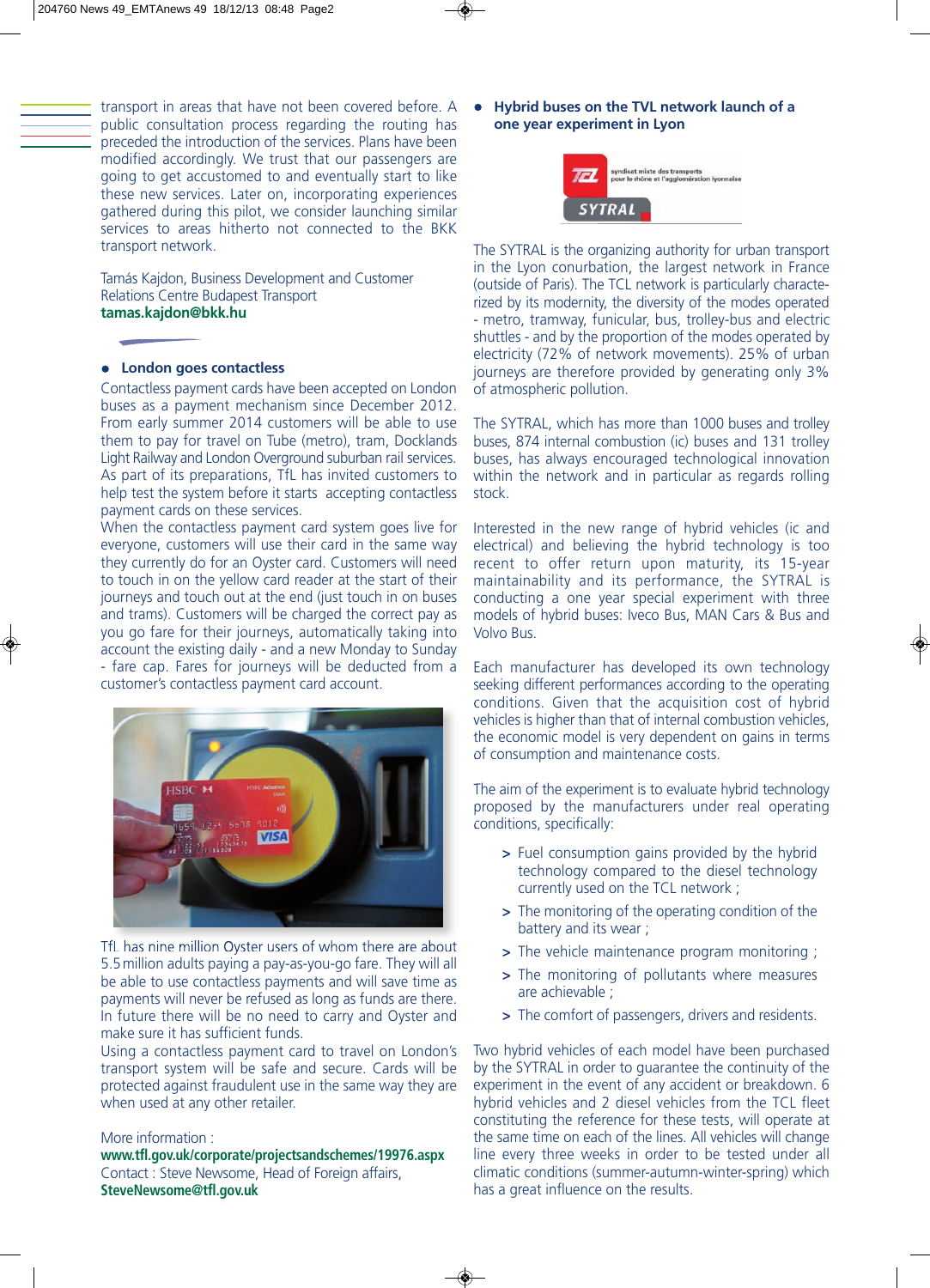transport in areas that have not been covered before. A public consultation process regarding the routing has preceded the introduction of the services. Plans have been modified accordingly. We trust that our passengers are going to get accustomed to and eventually start to like these new services. Later on, incorporating experiences gathered during this pilot, we consider launching similar services to areas hitherto not connected to the BKK transport network.

Tamás Kajdon, Business Development and Customer Relations Centre Budapest Transport
**tamas.kajdon@bkk.hu**

- **London goes contactless**

Contactless payment cards have been accepted on London buses as a payment mechanism since December 2012. From early summer 2014 customers will be able to use them to pay for travel on Tube (metro), tram, Docklands Light Railway and London Overground suburban rail services. As part of its preparations, TfL has invited customers to help test the system before it starts accepting contactless payment cards on these services.
When the contactless payment card system goes live for everyone, customers will use their card in the same way they currently do for an Oyster card. Customers will need to touch in on the yellow card reader at the start of their journeys and touch out at the end (just touch in on buses and trams). Customers will be charged the correct pay as you go fare for their journeys, automatically taking into account the existing daily - and a new Monday to Sunday - fare cap. Fares for journeys will be deducted from a customer's contactless payment card account.

TfL has nine million Oyster users of whom there are about 5.5 million adults paying a pay-as-you-go fare. They will all be able to use contactless payments and will save time as payments will never be refused as long as funds are there. In future there will be no need to carry and Oyster and make sure it has sufficient funds.
Using a contactless payment card to travel on London's transport system will be safe and secure. Cards will be protected against fraudulent use in the same way they are when used at any other retailer.

More information :
**www.tfl.gov.uk/corporate/projectsandschemes/19976.aspx**
Contact : Steve Newsome, Head of Foreign affairs,
**SteveNewsome@tfl.gov.uk**

- **Hybrid buses on the TVL network launch of a one year experiment in Lyon**

The SYTRAL is the organizing authority for urban transport in the Lyon conurbation, the largest network in France (outside of Paris). The TCL network is particularly characterized by its modernity, the diversity of the modes operated - metro, tramway, funicular, bus, trolley-bus and electric shuttles - and by the proportion of the modes operated by electricity (72% of network movements). 25% of urban journeys are therefore provided by generating only 3% of atmospheric pollution.

The SYTRAL, which has more than 1000 buses and trolley buses, 874 internal combustion (ic) buses and 131 trolley buses, has always encouraged technological innovation within the network and in particular as regards rolling stock.

Interested in the new range of hybrid vehicles (ic and electrical) and believing the hybrid technology is too recent to offer return upon maturity, its 15-year maintainability and its performance, the SYTRAL is conducting a one year special experiment with three models of hybrid buses: Iveco Bus, MAN Cars & Bus and Volvo Bus.

Each manufacturer has developed its own technology seeking different performances according to the operating conditions. Given that the acquisition cost of hybrid vehicles is higher than that of internal combustion vehicles, the economic model is very dependent on gains in terms of consumption and maintenance costs.

The aim of the experiment is to evaluate hybrid technology proposed by the manufacturers under real operating conditions, specifically:

- Fuel consumption gains provided by the hybrid technology compared to the diesel technology currently used on the TCL network ;
- The monitoring of the operating condition of the battery and its wear ;
- The vehicle maintenance program monitoring ;
- The monitoring of pollutants where measures are achievable ;
- The comfort of passengers, drivers and residents.

Two hybrid vehicles of each model have been purchased by the SYTRAL in order to guarantee the continuity of the experiment in the event of any accident or breakdown. 6 hybrid vehicles and 2 diesel vehicles from the TCL fleet constituting the reference for these tests, will operate at the same time on each of the lines. All vehicles will change line every three weeks in order to be tested under all climatic conditions (summer-autumn-winter-spring) which has a great influence on the results.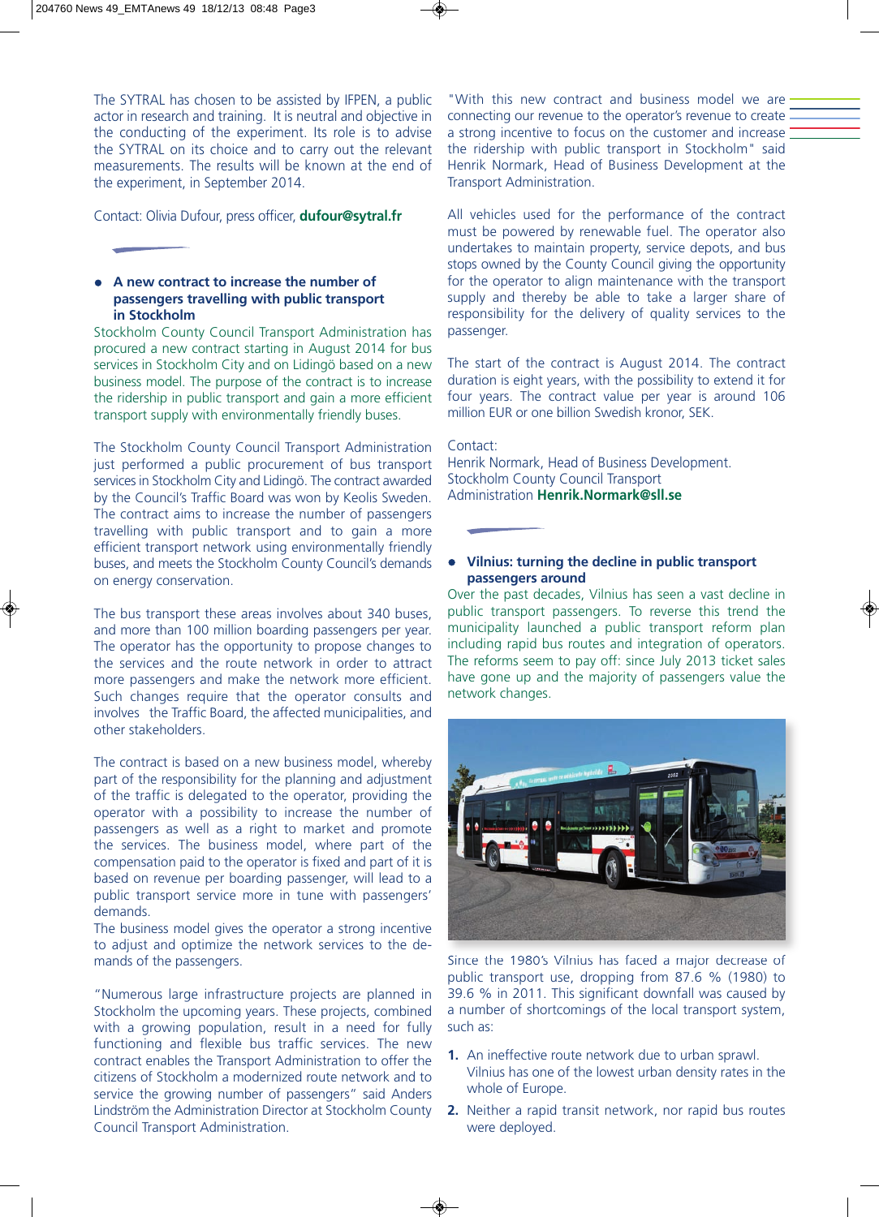The SYTRAL has chosen to be assisted by IFPEN, a public actor in research and training. It is neutral and objective in the conducting of the experiment. Its role is to advise the SYTRAL on its choice and to carry out the relevant measurements. The results will be known at the end of the experiment, in September 2014.

Contact: Olivia Dufour, press officer, **dufour@sytral.fr**

- **A new contract to increase the number of passengers travelling with public transport in Stockholm**

Stockholm County Council Transport Administration has procured a new contract starting in August 2014 for bus services in Stockholm City and on Lidingö based on a new business model. The purpose of the contract is to increase the ridership in public transport and gain a more efficient transport supply with environmentally friendly buses.

The Stockholm County Council Transport Administration just performed a public procurement of bus transport services in Stockholm City and Lidingö. The contract awarded by the Council's Traffic Board was won by Keolis Sweden. The contract aims to increase the number of passengers travelling with public transport and to gain a more efficient transport network using environmentally friendly buses, and meets the Stockholm County Council's demands on energy conservation.

The bus transport these areas involves about 340 buses, and more than 100 million boarding passengers per year. The operator has the opportunity to propose changes to the services and the route network in order to attract more passengers and make the network more efficient. Such changes require that the operator consults and involves the Traffic Board, the affected municipalities, and other stakeholders.

The contract is based on a new business model, whereby part of the responsibility for the planning and adjustment of the traffic is delegated to the operator, providing the operator with a possibility to increase the number of passengers as well as a right to market and promote the services. The business model, where part of the compensation paid to the operator is fixed and part of it is based on revenue per boarding passenger, will lead to a public transport service more in tune with passengers' demands.
The business model gives the operator a strong incentive to adjust and optimize the network services to the demands of the passengers.

"Numerous large infrastructure projects are planned in Stockholm the upcoming years. These projects, combined with a growing population, result in a need for fully functioning and flexible bus traffic services. The new contract enables the Transport Administration to offer the citizens of Stockholm a modernized route network and to service the growing number of passengers" said Anders Lindström the Administration Director at Stockholm County Council Transport Administration.

"With this new contract and business model we are connecting our revenue to the operator's revenue to create a strong incentive to focus on the customer and increase the ridership with public transport in Stockholm" said Henrik Normark, Head of Business Development at the Transport Administration.

All vehicles used for the performance of the contract must be powered by renewable fuel. The operator also undertakes to maintain property, service depots, and bus stops owned by the County Council giving the opportunity for the operator to align maintenance with the transport supply and thereby be able to take a larger share of responsibility for the delivery of quality services to the passenger.

The start of the contract is August 2014. The contract duration is eight years, with the possibility to extend it for four years. The contract value per year is around 106 million EUR or one billion Swedish kronor, SEK.

Contact:
Henrik Normark, Head of Business Development.
Stockholm County Council Transport
Administration **Henrik.Normark@sll.se**

- **Vilnius: turning the decline in public transport passengers around**

Over the past decades, Vilnius has seen a vast decline in public transport passengers. To reverse this trend the municipality launched a public transport reform plan including rapid bus routes and integration of operators. The reforms seem to pay off: since July 2013 ticket sales have gone up and the majority of passengers value the network changes.

Since the 1980's Vilnius has faced a major decrease of public transport use, dropping from 87.6 % (1980) to 39.6 % in 2011. This significant downfall was caused by a number of shortcomings of the local transport system, such as:

1. An ineffective route network due to urban sprawl. Vilnius has one of the lowest urban density rates in the whole of Europe.
2. Neither a rapid transit network, nor rapid bus routes were deployed.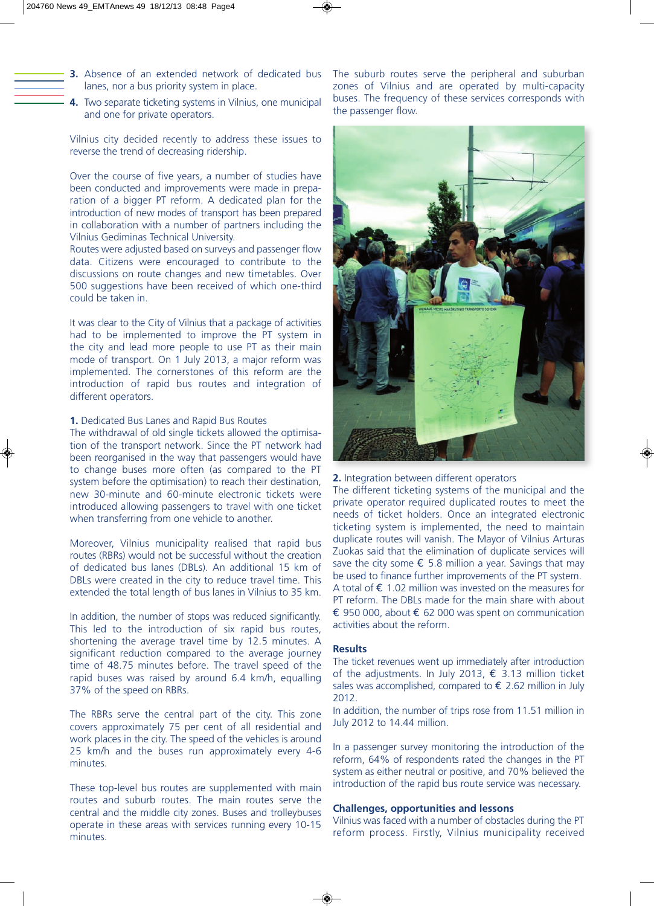3. Absence of an extended network of dedicated bus lanes, nor a bus priority system in place.
4. Two separate ticketing systems in Vilnius, one municipal and one for private operators.

Vilnius city decided recently to address these issues to reverse the trend of decreasing ridership.

Over the course of five years, a number of studies have been conducted and improvements were made in preparation of a bigger PT reform. A dedicated plan for the introduction of new modes of transport has been prepared in collaboration with a number of partners including the Vilnius Gediminas Technical University.
Routes were adjusted based on surveys and passenger flow data. Citizens were encouraged to contribute to the discussions on route changes and new timetables. Over 500 suggestions have been received of which one-third could be taken in.

It was clear to the City of Vilnius that a package of activities had to be implemented to improve the PT system in the city and lead more people to use PT as their main mode of transport. On 1 July 2013, a major reform was implemented. The cornerstones of this reform are the introduction of rapid bus routes and integration of different operators.

**1.** Dedicated Bus Lanes and Rapid Bus Routes
The withdrawal of old single tickets allowed the optimisation of the transport network. Since the PT network had been reorganised in the way that passengers would have to change buses more often (as compared to the PT system before the optimisation) to reach their destination, new 30-minute and 60-minute electronic tickets were introduced allowing passengers to travel with one ticket when transferring from one vehicle to another.

Moreover, Vilnius municipality realised that rapid bus routes (RBRs) would not be successful without the creation of dedicated bus lanes (DBLs). An additional 15 km of DBLs were created in the city to reduce travel time. This extended the total length of bus lanes in Vilnius to 35 km.

In addition, the number of stops was reduced significantly. This led to the introduction of six rapid bus routes, shortening the average travel time by 12.5 minutes. A significant reduction compared to the average journey time of 48.75 minutes before. The travel speed of the rapid buses was raised by around 6.4 km/h, equalling 37% of the speed on RBRs.

The RBRs serve the central part of the city. This zone covers approximately 75 per cent of all residential and work places in the city. The speed of the vehicles is around 25 km/h and the buses run approximately every 4-6 minutes.

These top-level bus routes are supplemented with main routes and suburb routes. The main routes serve the central and the middle city zones. Buses and trolleybuses operate in these areas with services running every 10-15 minutes.

The suburb routes serve the peripheral and suburban zones of Vilnius and are operated by multi-capacity buses. The frequency of these services corresponds with the passenger flow.

**2.** Integration between different operators
The different ticketing systems of the municipal and the private operator required duplicated routes to meet the needs of ticket holders. Once an integrated electronic ticketing system is implemented, the need to maintain duplicate routes will vanish. The Mayor of Vilnius Arturas Zuokas said that the elimination of duplicate services will save the city some € 5.8 million a year. Savings that may be used to finance further improvements of the PT system.
A total of € 1.02 million was invested on the measures for PT reform. The DBLs made for the main share with about € 950 000, about € 62 000 was spent on communication activities about the reform.

## Results

The ticket revenues went up immediately after introduction of the adjustments. In July 2013, € 3.13 million ticket sales was accomplished, compared to € 2.62 million in July 2012.
In addition, the number of trips rose from 11.51 million in July 2012 to 14.44 million.

In a passenger survey monitoring the introduction of the reform, 64% of respondents rated the changes in the PT system as either neutral or positive, and 70% believed the introduction of the rapid bus route service was necessary.

## Challenges, opportunities and lessons

Vilnius was faced with a number of obstacles during the PT reform process. Firstly, Vilnius municipality received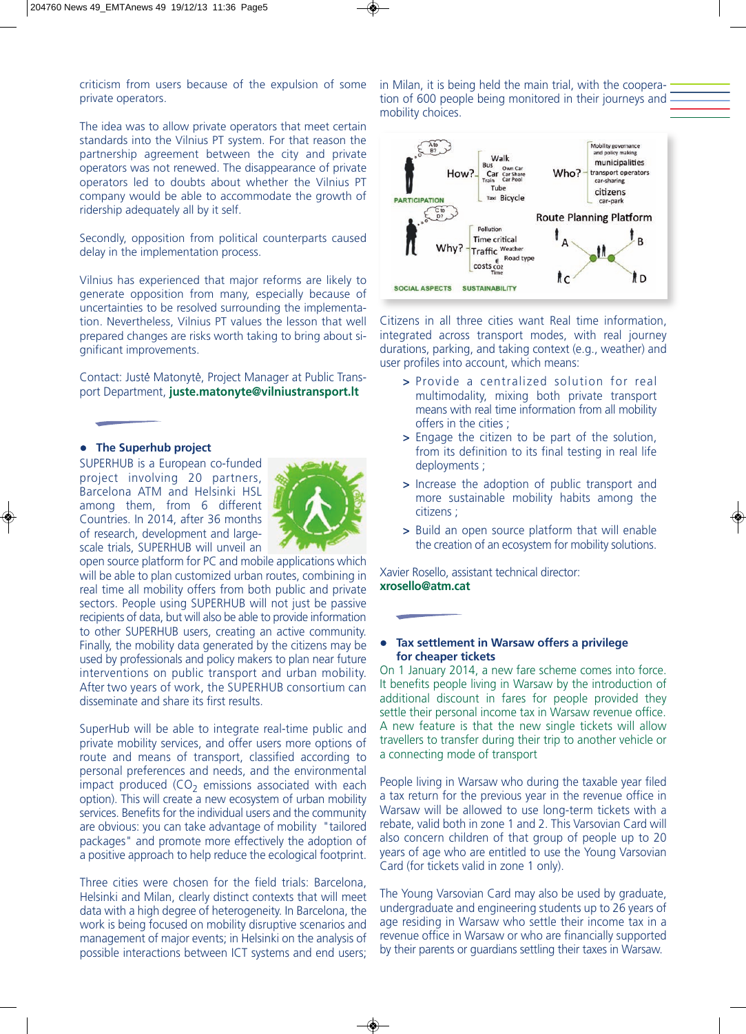criticism from users because of the expulsion of some private operators.

The idea was to allow private operators that meet certain standards into the Vilnius PT system. For that reason the partnership agreement between the city and private operators was not renewed. The disappearance of private operators led to doubts about whether the Vilnius PT company would be able to accommodate the growth of ridership adequately all by it self.

Secondly, opposition from political counterparts caused delay in the implementation process.

Vilnius has experienced that major reforms are likely to generate opposition from many, especially across a lot of uncertainties to be resolved surrounding the implementation. Nevertheless, Vilnius PT values the lesson that well prepared changes are risks worth taking to bring about significant improvements.

Contact: Justė Matonytė, Project Manager at Public Transport Department, **juste.matonyte@vilniustransport.lt**

## The Superhub project

SUPERHUB is a European co-funded project involving 20 partners, Barcelona ATM and Helsinki HSL among them, from 6 different Countries. In 2014, after 36 months of research, development and large-scale trials, SUPERHUB will unveil an open source platform for PC and mobile applications which will be able to plan customized urban routes, combining in real time all mobility offers from both public and private sectors. People using SUPERHUB will not just be passive recipients of data, but will also be able to provide information to other SUPERHUB users, creating an active community. Finally, the mobility data generated by the citizens may be used by professionals and policy makers to plan near future interventions on public transport and urban mobility. After two years of work, the SUPERHUB consortium can disseminate and share its first results.

SuperHub will be able to integrate real-time public and private mobility services, and offer users more options of route and means of transport, classified according to personal preferences and needs, and the environmental impact produced ($CO_2$ emissions associated with each option). This will create a new ecosystem of urban mobility services. Benefits for the individual users and the community are obvious: you can take advantage of mobility "tailored packages" and promote more effectively the adoption of a positive approach to help reduce the ecological footprint.

Three cities were chosen for the field trials: Barcelona, Helsinki and Milan, clearly distinct contexts that will meet data with a high degree of heterogeneity. In Barcelona, the work is being focused on mobility disruptive scenarios and management of major events; in Helsinki on the analysis of possible interactions between ICT systems and end users; in Milan, it is being held the main trial, with the cooperation of 600 people being monitored in their journeys and mobility choices.

Citizens in all three cities want Real time information, integrated across transport modes, with real journey durations, parking, and taking context (e.g., weather) and user profiles into account, which means:

- Provide a centralized solution for real multimodality, mixing both private transport means with real time information from all mobility offers in the cities ;
- Engage the citizen to be part of the solution, from its definition to its final testing in real life deployments ;
- Increase the adoption of public transport and more sustainable mobility habits among the citizens ;
- Build an open source platform that will enable the creation of an ecosystem for mobility solutions.

Xavier Rosello, assistant technical director:
**xrosello@atm.cat**

## Tax settlement in Warsaw offers a privilege for cheaper tickets

On 1 January 2014, a new fare scheme comes into force. It benefits people living in Warsaw by the introduction of additional discount in fares for people provided they settle their personal income tax in Warsaw revenue office. A new feature is that the new single tickets will allow travellers to transfer during their trip to another vehicle or a connecting mode of transport

People living in Warsaw who during the taxable year filed a tax return for the previous year in the revenue office in Warsaw will be allowed to use long-term tickets with a rebate, valid both in zone 1 and 2. This Varsovian Card will also concern children of that group of people up to 20 years of age who are entitled to use the Young Varsovian Card (for tickets valid in zone 1 only).

The Young Varsovian Card may also be used by graduate, undergraduate and engineering students up to 26 years of age residing in Warsaw who settle their income tax in a revenue office in Warsaw or who are financially supported by their parents or guardians settling their taxes in Warsaw.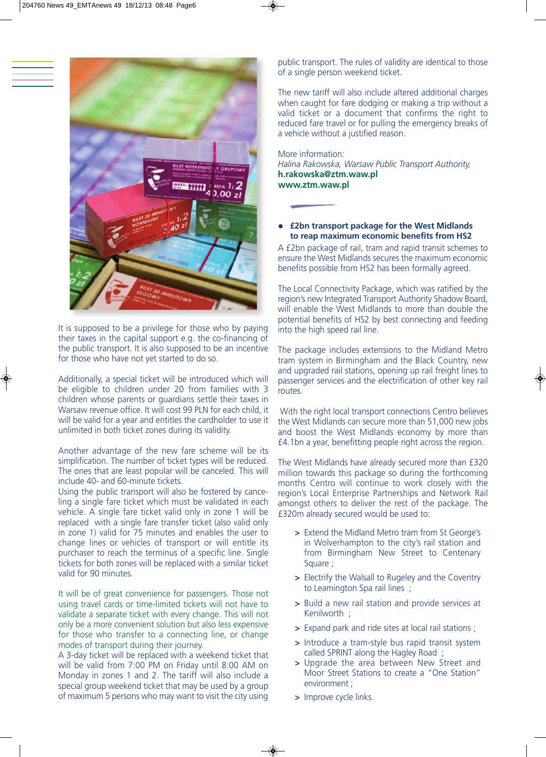It is supposed to be a privilege for those who by paying their taxes in the capital support e.g. the co-financing of the public transport. It is also supposed to be an incentive for those who have not yet started to do so.

Additionally, a special ticket will be introduced which will be eligible to children under 20 from families with 3 children whose parents or guardians settle their taxes in Warsaw revenue office. It will cost 99 PLN for each child, it will be valid for a year and entitles the cardholder to use it unlimited in both ticket zones during its validity.

Another advantage of the new fare scheme will be its simplification. The number of ticket types will be reduced. The ones that are least popular will be canceled. This will include 40- and 60-minute tickets.

Using the public transport will also be fostered by cancelling a single fare ticket which must be validated in each vehicle. A single fare ticket valid only in zone 1 will be replaced with a single fare transfer ticket (also valid only in zone 1) valid for 75 minutes and enables the user to change lines or vehicles of transport or will entitle its purchaser to reach the terminus of a specific line. Single tickets for both zones will be replaced with a similar ticket valid for 90 minutes.

It will be of great convenience for passengers. Those not using travel cards or time-limited tickets will not have to validate a separate ticket with every change. This will not only be a more convenient solution but also less expensive for those who transfer to a connecting line, or change modes of transport during their journey.

A 3-day ticket will be replaced with a weekend ticket that will be valid from 7:00 PM on Friday until 8:00 AM on Monday in zones 1 and 2. The tariff will also include a special group weekend ticket that may be used by a group of maximum 5 persons who may want to visit the city using public transport. The rules of validity are identical to those of a single person weekend ticket.

The new tariff will also include altered additional charges when caught for fare dodging or making a trip without a valid ticket or a document that confirms the right to reduced fare travel or for pulling the emergency breaks of a vehicle without a justified reason.

More information:
*Halina Rakowska, Warsaw Public Transport Authority,*
**h.rakowska@ztm.waw.pl**
**www.ztm.waw.pl**

- **£2bn transport package for the West Midlands to reap maximum economic benefits from HS2**

A £2bn package of rail, tram and rapid transit schemes to ensure the West Midlands secures the maximum economic benefits possible from HS2 has been formally agreed.

The Local Connectivity Package, which was ratified by the region's new Integrated Transport Authority Shadow Board, will enable the West Midlands to more than double the potential benefits of HS2 by best connecting and feeding into the high speed rail line.

The package includes extensions to the Midland Metro tram system in Birmingham and the Black Country, new and upgraded rail stations, opening up rail freight lines to passenger services and the electrification of other key rail routes.

With the right local transport connections Centro believes the West Midlands can secure more than 51,000 new jobs and boost the West Midlands economy by more than £4.1bn a year, benefitting people right across the region.

The West Midlands have already secured more than £320 million towards this package so during the forthcoming months Centro will continue to work closely with the region's Local Enterprise Partnerships and Network Rail amongst others to deliver the rest of the package. The £320m already secured would be used to:

> Extend the Midland Metro tram from St George's in Wolverhampton to the city's rail station and from Birmingham New Street to Centenary Square ;

> Electrify the Walsall to Rugeley and the Coventry to Leamington Spa rail lines ;

> Build a new rail station and provide services at Kenilworth ;

> Expand park and ride sites at local rail stations ;

> Introduce a tram-style bus rapid transit system called SPRINT along the Hagley Road ;

> Upgrade the area between New Street and Moor Street Stations to create a "One Station" environment ;

> Improve cycle links.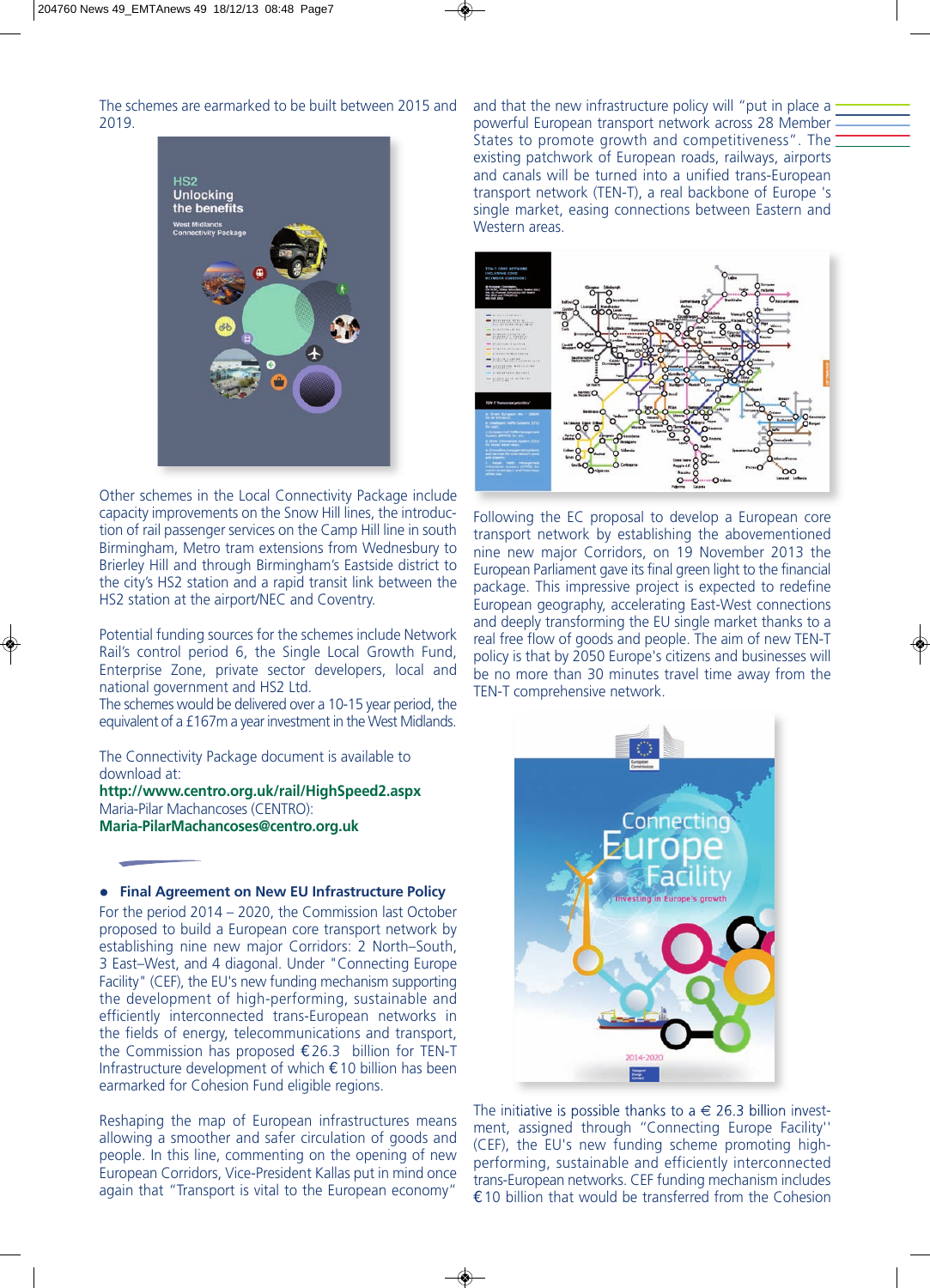The schemes are earmarked to be built between 2015 and 2019.

Other schemes in the Local Connectivity Package include capacity improvements on the Snow Hill lines, the introduction of rail passenger services on the Camp Hill line in south Birmingham, Metro tram extensions from Wednesbury to Brierley Hill and through Birmingham's Eastside district to the city's HS2 station and a rapid transit link between the HS2 station at the airport/NEC and Coventry.

Potential funding sources for the schemes include Network Rail's control period 6, the Single Local Growth Fund, Enterprise Zone, private sector developers, local and national government and HS2 Ltd.
The schemes would be delivered over a 10-15 year period, the equivalent of a £167m a year investment in the West Midlands.

The Connectivity Package document is available to download at:
**http://www.centro.org.uk/rail/HighSpeed2.aspx**
Maria-Pilar Machancoses (CENTRO):
**Maria-PilarMachancoses@centro.org.uk**

- **Final Agreement on New EU Infrastructure Policy**

For the period 2014 – 2020, the Commission last October proposed to build a European core transport network by establishing nine new major Corridors: 2 North–South, 3 East–West, and 4 diagonal. Under "Connecting Europe Facility" (CEF), the EU's new funding mechanism supporting the development of high-performing, sustainable and efficiently interconnected trans-European networks in the fields of energy, telecommunications and transport, the Commission has proposed €26.3 billion for TEN-T Infrastructure development of which €10 billion has been earmarked for Cohesion Fund eligible regions.

Reshaping the map of European infrastructures means allowing a smoother and safer circulation of goods and people. In this line, commenting on the opening of new European Corridors, Vice-President Kallas put in mind once again that "Transport is vital to the European economy" and that the new infrastructure policy will "put in place a powerful European transport network across 28 Member States to promote growth and competitiveness". The existing patchwork of European roads, railways, airports and canals will be turned into a unified trans-European transport network (TEN-T), a real backbone of Europe 's single market, easing connections between Eastern and Western areas.

Following the EC proposal to develop a European core transport network by establishing the abovementioned nine new major Corridors, on 19 November 2013 the European Parliament gave its final green light to the financial package. This impressive project is expected to redefine European geography, accelerating East-West connections and deeply transforming the EU single market thanks to a real free flow of goods and people. The aim of new TEN-T policy is that by 2050 Europe's citizens and businesses will be no more than 30 minutes travel time away from the TEN-T comprehensive network.

The initiative is possible thanks to a € 26.3 billion investment, assigned through "Connecting Europe Facility" (CEF), the EU's new funding scheme promoting high-performing, sustainable and efficiently interconnected trans-European networks. CEF funding mechanism includes €10 billion that would be transferred from the Cohesion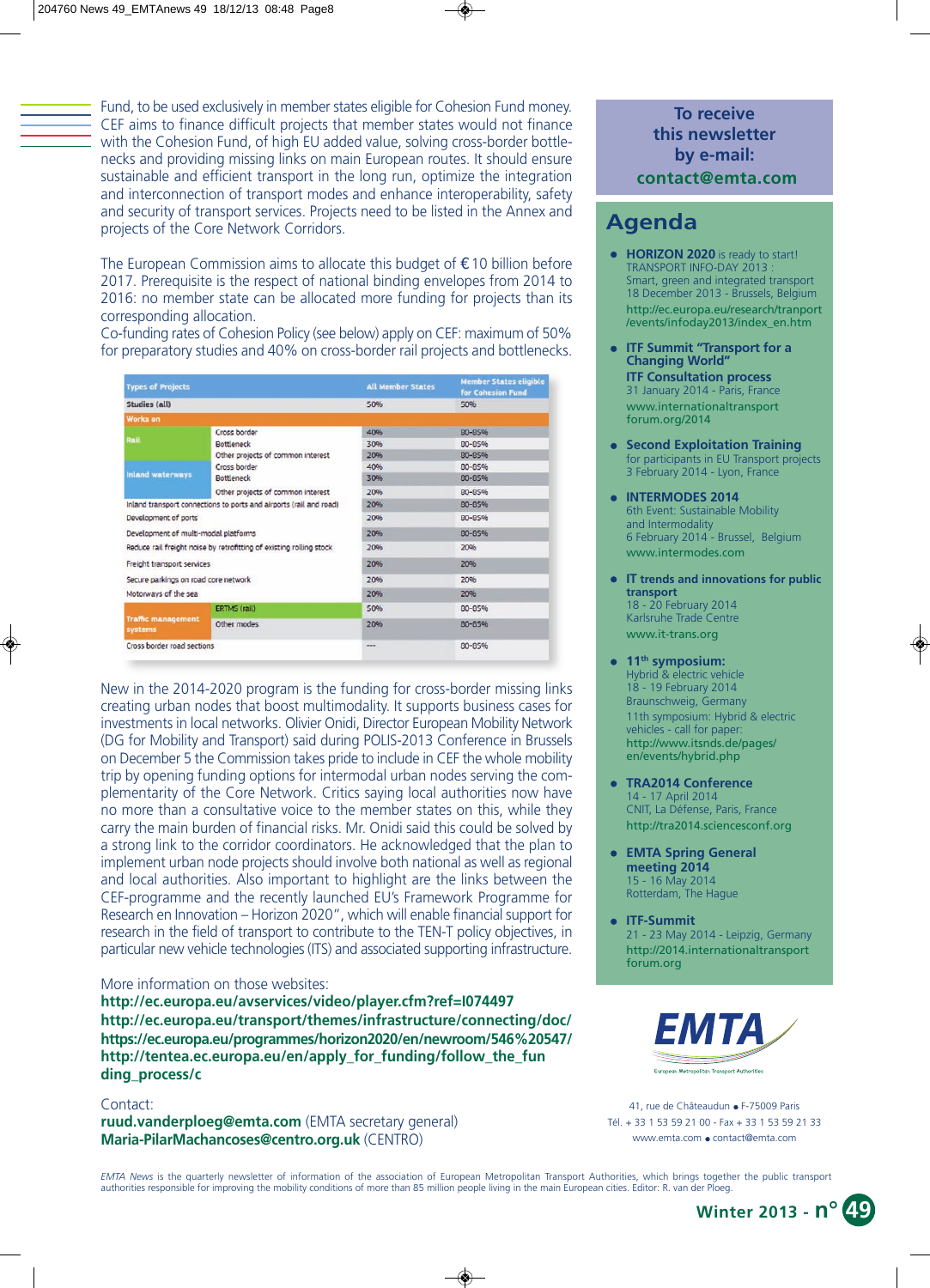Fund, to be used exclusively in member states eligible for Cohesion Fund money. CEF aims to finance difficult projects that member states would not finance with the Cohesion Fund, of high EU added value, solving cross-border bottlenecks and providing missing links on main European routes. It should ensure sustainable and efficient transport in the long run, optimize the integration and interconnection of transport modes and enhance interoperability, safety and security of transport services. Projects need to be listed in the Annex and projects of the Core Network Corridors.

The European Commission aims to allocate this budget of € 10 billion before 2017. Prerequisite is the respect of national binding envelopes from 2014 to 2016: no member state can be allocated more funding for projects than its corresponding allocation.
Co-funding rates of Cohesion Policy (see below) apply on CEF: maximum of 50% for preparatory studies and 40% on cross-border rail projects and bottlenecks.

| Types of Projects | | All Member States | Member States eligible for Cohesion Fund |
|---|---|---|---|
| Studies (all) | | 50% | 50% |
| Works on | | | |
| Rail | Cross border | 40% | 80-85% |
| | Bottleneck | 30% | 80-85% |
| | Other projects of common interest | 20% | 80-85% |
| Inland waterways | Cross border | 40% | 80-85% |
| | Bottleneck | 30% | 80-85% |
| | Other projects of common interest | 20% | 80-85% |
| Inland transport connections to ports and airports (rail and road) | | 20% | 80-85% |
| Development of ports | | 20% | 80-85% |
| Development of multi-modal platforms | | 20% | 80-85% |
| Reduce rail freight noise by retrofitting of existing rolling stock | | 20% | 20% |
| Freight transport services | | 20% | 20% |
| Secure parkings on road core network | | 20% | 20% |
| Motorways of the sea | | 20% | 20% |
| Traffic management systems | ERTMS (rail) | 50% | 80-85% |
| | Other modes | 20% | 80-85% |
| Cross border road sections | | --- | 80-85% |

New in the 2014-2020 program is the funding for cross-border missing links creating urban nodes that boost multimodality. It supports business cases for investments in local networks. Olivier Onidi, Director European Mobility Network (DG for Mobility and Transport) said during POLIS-2013 Conference in Brussels on December 5 the Commission takes pride to include in CEF the whole mobility trip by opening funding options for intermodal urban nodes serving the complementarity of the Core Network. Critics saying local authorities now have no more than a consultative voice to the member states on this, while they carry the main burden of financial risks. Mr. Onidi said this could be solved by a strong link to the corridor coordinators. He acknowledged that the plan to implement urban node projects should involve both national as well as regional and local authorities. Also important to highlight are the links between the CEF-programme and the recently launched EU's Framework Programme for Research en Innovation – Horizon 2020", which will enable financial support for research in the field of transport to contribute to the TEN-T policy objectives, in particular new vehicle technologies (ITS) and associated supporting infrastructure.

More information on those websites:
**http://ec.europa.eu/avservices/video/player.cfm?ref=I074497**
**http://ec.europa.eu/transport/themes/infrastructure/connecting/doc/**
**https://ec.europa.eu/programmes/horizon2020/en/newroom/546%20547/**
**http://tentea.ec.europa.eu/en/apply_for_funding/follow_the_funding_process/c**

Contact:
**ruud.vanderploeg@emta.com** (EMTA secretary general)
**Maria-PilarMachancoses@centro.org.uk** (CENTRO)

**To receive this newsletter by e-mail:**
**contact@emta.com**

## Agenda

- **HORIZON 2020** is ready to start!
  TRANSPORT INFO-DAY 2013 :
  Smart, green and integrated transport
  18 December 2013 - Brussels, Belgium
  http://ec.europa.eu/research/tranport/events/infoday2013/index_en.htm
- **ITF Summit "Transport for a Changing World"**
  **ITF Consultation process**
  31 January 2014 - Paris, France
  www.internationaltransportforum.org/2014
- **Second Exploitation Training**
  for participants in EU Transport projects
  3 February 2014 - Lyon, France
- **INTERMODES 2014**
  6th Event: Sustainable Mobility and Intermodality
  6 February 2014 - Brussel, Belgium
  www.intermodes.com
- **IT trends and innovations for public transport**
  18 - 20 February 2014
  Karlsruhe Trade Centre
  www.it-trans.org
- **11th symposium:**
  Hybrid & electric vehicle
  18 - 19 February 2014
  Braunschweig, Germany
  11th symposium: Hybrid & electric vehicles - call for paper:
  http://www.itsnds.de/pages/en/events/hybrid.php
- **TRA2014 Conference**
  14 - 17 April 2014
  CNIT, La Défense, Paris, France
  http://tra2014.sciencesconf.org
- **EMTA Spring General meeting 2014**
  15 - 16 May 2014
  Rotterdam, The Hague
- **ITF-Summit**
  21 - 23 May 2014 - Leipzig, Germany
  http://2014.internationaltransportforum.org

EMTA
European Metropolitan Transport Authorities

41, rue de Châteaudun • F-75009 Paris
Tél. + 33 1 53 59 21 00 - Fax + 33 1 53 59 21 33
www.emta.com • contact@emta.com

*EMTA News* is the quarterly newsletter of information of the association of European Metropolitan Transport Authorities, which brings together the public transport authorities responsible for improving the mobility conditions of more than 85 million people living in the main European cities. Editor: R. van der Ploeg.

**Winter 2013 - n° 49**